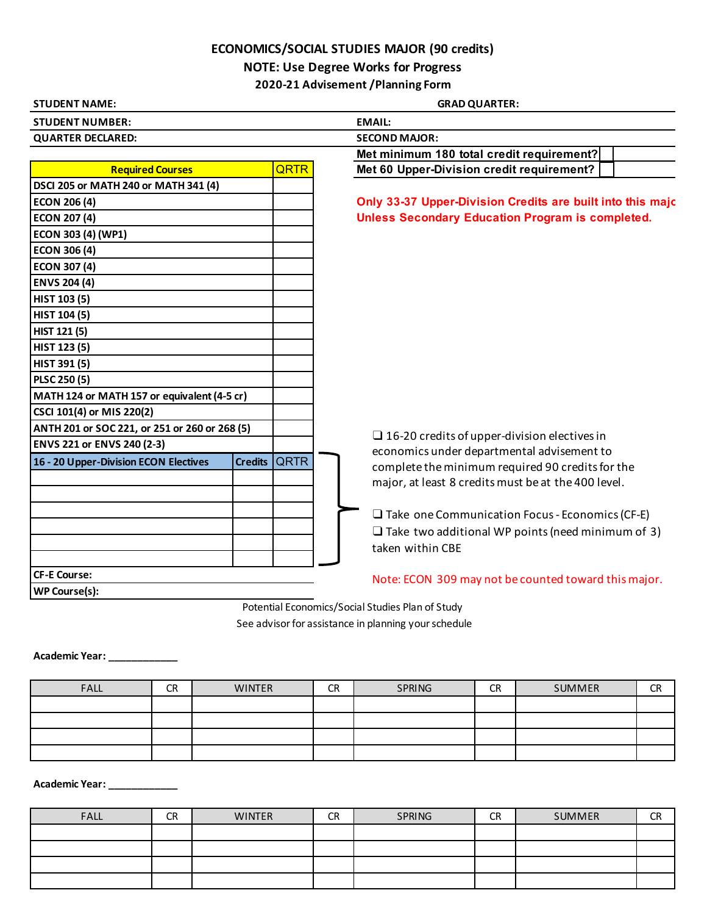# ECONOMICS/SOCIAL STUDIES MAJOR (90 credits)

## NOTE: Use Degree Works for Progress

### 2020-21 Advisement /Planning Form

**STUDENT NAME:** **GRAD QUARTER:**

**STUDENT NUMBER:** **EMAIL:**

**QUARTER DECLARED:** **SECOND MAJOR:**

| | |
|---|---|
| **Met minimum 180 total credit requirement?** | |
| **Met 60 Upper-Division credit requirement?** | |

**Only 33-37 Upper-Division Credits are built into this majo Unless Secondary Education Program is completed.**

| Required Courses | QRTR |
|---|---|
| DSCI 205 or MATH 240 or MATH 341 (4) | |
| ECON 206 (4) | |
| ECON 207 (4) | |
| ECON 303 (4) (WP1) | |
| ECON 306 (4) | |
| ECON 307 (4) | |
| ENVS 204 (4) | |
| HIST 103 (5) | |
| HIST 104 (5) | |
| HIST 121 (5) | |
| HIST 123 (5) | |
| HIST 391 (5) | |
| PLSC 250 (5) | |
| MATH 124 or MATH 157 or equivalent (4-5 cr) | |
| CSCI 101(4) or MIS 220(2) | |
| ANTH 201 or SOC 221, or 251 or 260 or 268 (5) | |
| ENVS 221 or ENVS 240 (2-3) | |

| 16 - 20 Upper-Division ECON Electives | Credits | QRTR |
|---|---|---|
| | | |
| | | |
| | | |
| | | |
| | | |
| | | |

❑ 16-20 credits of upper-division electives in economics under departmental advisement to complete the minimum required 90 credits for the major, at least 8 credits must be at the 400 level.

❑ Take one Communication Focus - Economics (CF-E)

❑ Take two additional WP points (need minimum of 3) taken within CBE

**CF-E Course:**

**WP Course(s):**

Note: ECON 309 may not be counted toward this major.

Potential Economics/Social Studies Plan of Study

See advisor for assistance in planning your schedule

**Academic Year:** ____________

| FALL | CR | WINTER | CR | SPRING | CR | SUMMER | CR |
|---|---|---|---|---|---|---|---|
| | | | | | | | |
| | | | | | | | |
| | | | | | | | |
| | | | | | | | |

**Academic Year:** ____________

| FALL | CR | WINTER | CR | SPRING | CR | SUMMER | CR |
|---|---|---|---|---|---|---|---|
| | | | | | | | |
| | | | | | | | |
| | | | | | | | |
| | | | | | | | |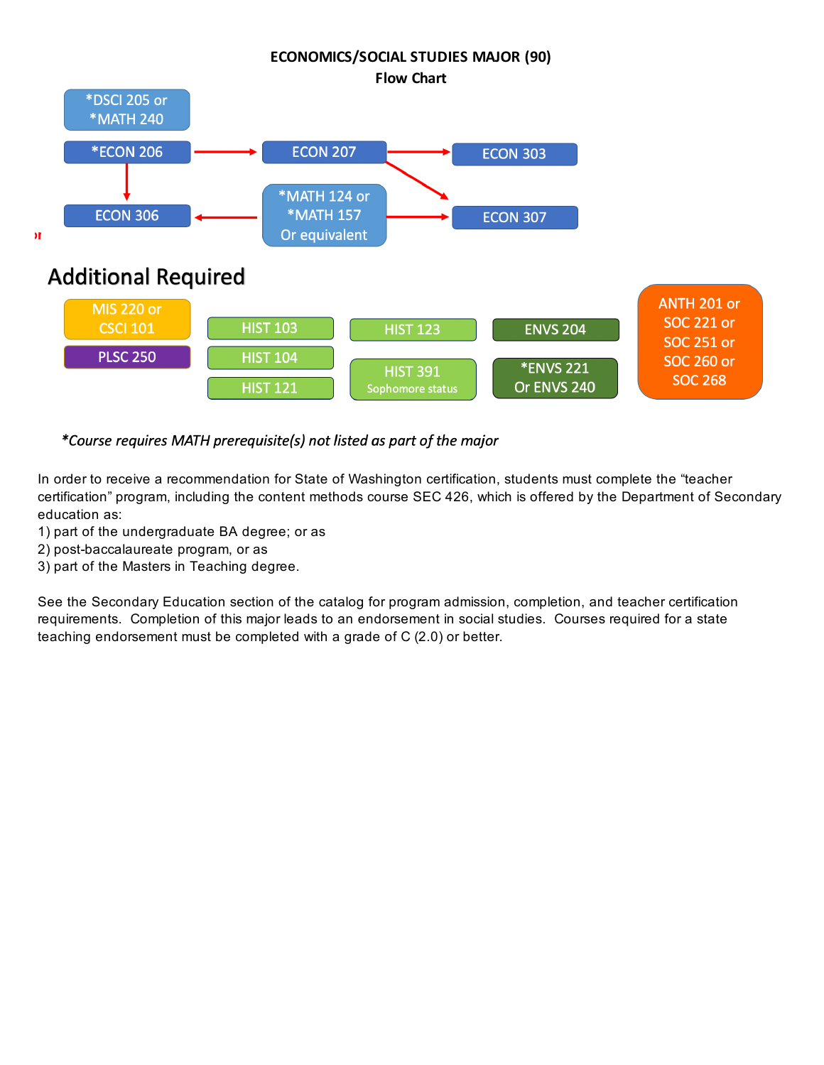# ECONOMICS/SOCIAL STUDIES MAJOR (90)

## Flow Chart

*DSCI 205 or *MATH 240

*ECON 206

ECON 207

ECON 303

ECON 306

*MATH 124 or *MATH 157 Or equivalent

ECON 307

## Additional Required

MIS 220 or CSCI 101

PLSC 250

HIST 103

HIST 104

HIST 121

HIST 123

HIST 391 Sophomore status

ENVS 204

*ENVS 221 Or ENVS 240

ANTH 201 or SOC 221 or SOC 251 or SOC 260 or SOC 268

*\*Course requires MATH prerequisite(s) not listed as part of the major*

In order to receive a recommendation for State of Washington certification, students must complete the "teacher certification" program, including the content methods course SEC 426, which is offered by the Department of Secondary education as:

1) part of the undergraduate BA degree; or as
2) post-baccalaureate program, or as
3) part of the Masters in Teaching degree.

See the Secondary Education section of the catalog for program admission, completion, and teacher certification requirements. Completion of this major leads to an endorsement in social studies. Courses required for a state teaching endorsement must be completed with a grade of C (2.0) or better.